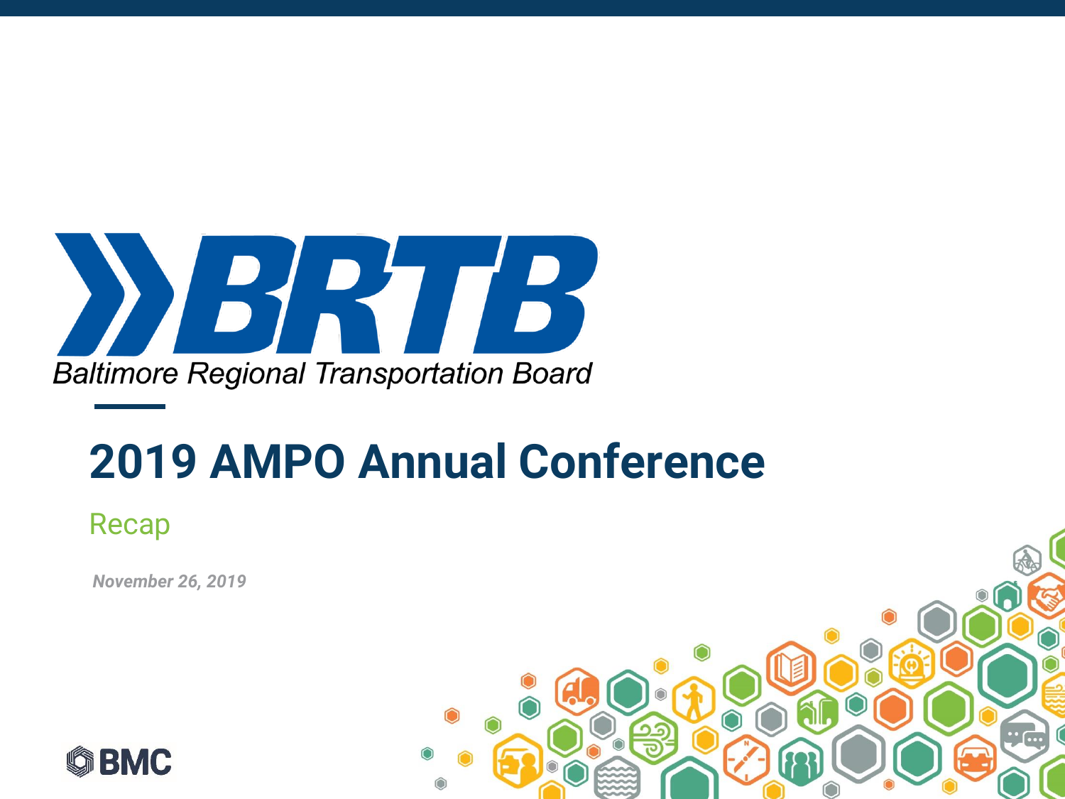BRTB

Baltimore Regional Transportation Board

# 2019 AMPO Annual Conference

## Recap

*November 26, 2019*

BMC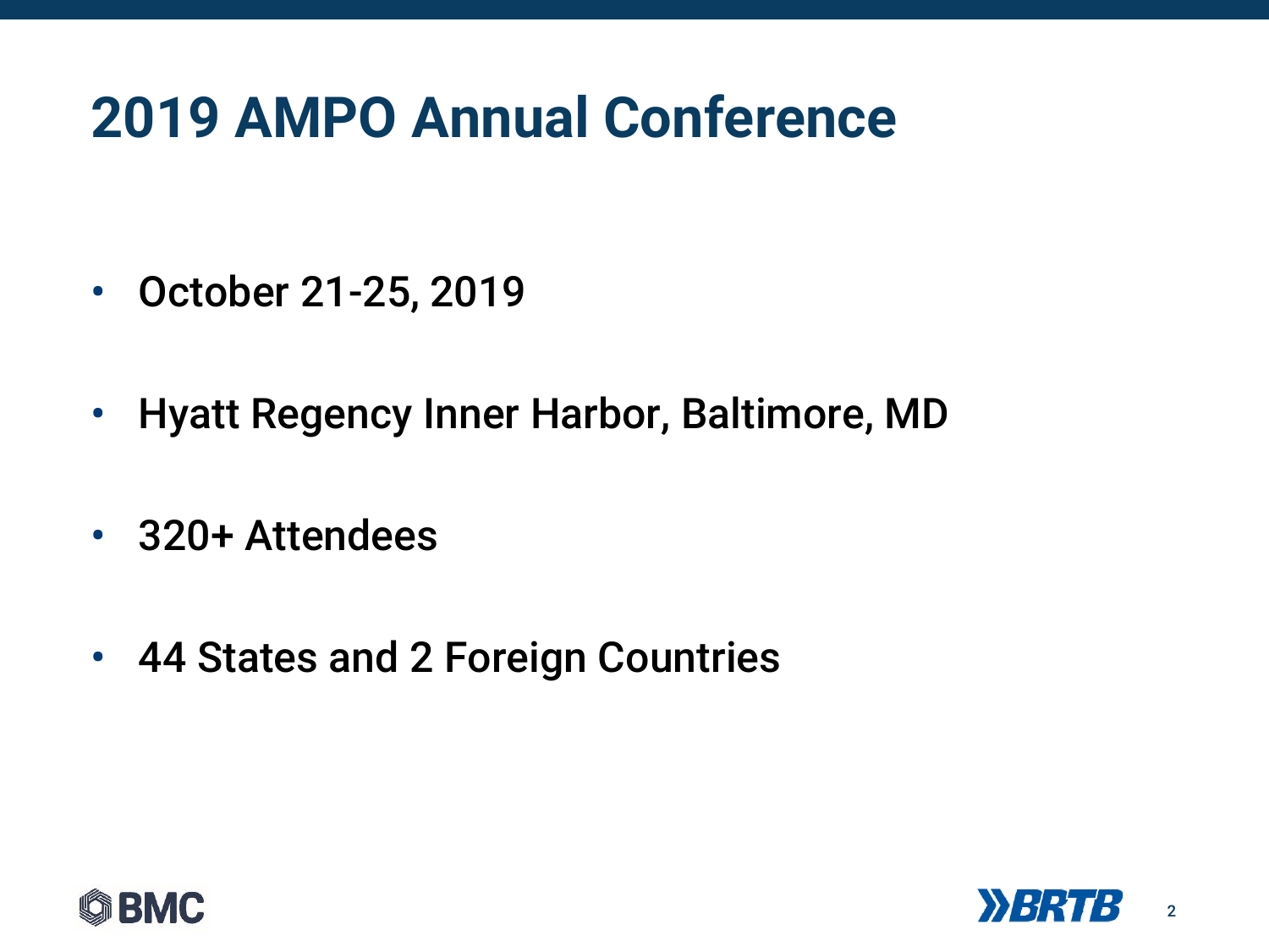# 2019 AMPO Annual Conference

- October 21-25, 2019
- Hyatt Regency Inner Harbor, Baltimore, MD
- 320+ Attendees
- 44 States and 2 Foreign Countries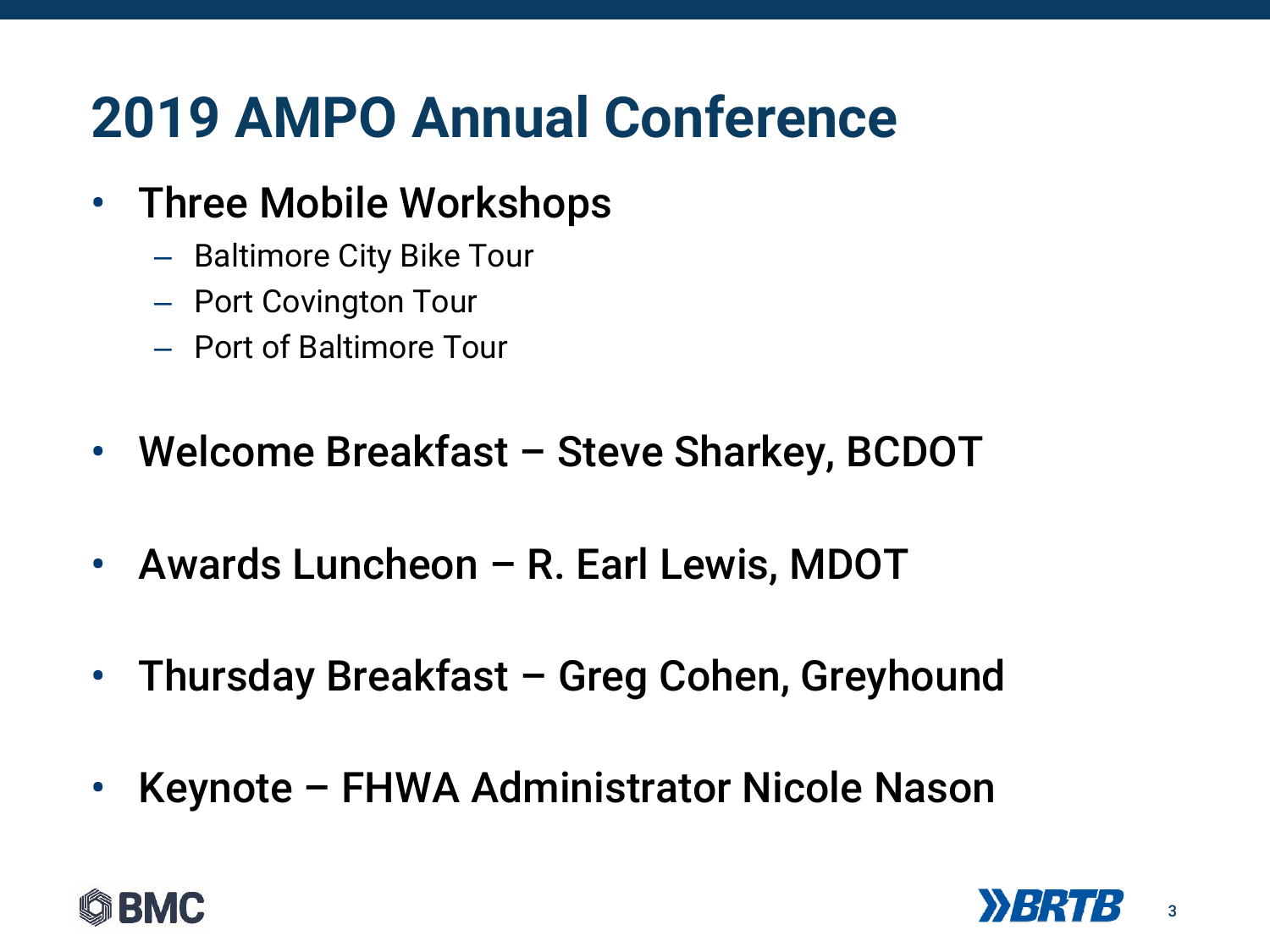# 2019 AMPO Annual Conference

- Three Mobile Workshops
  - Baltimore City Bike Tour
  - Port Covington Tour
  - Port of Baltimore Tour
- Welcome Breakfast – Steve Sharkey, BCDOT
- Awards Luncheon – R. Earl Lewis, MDOT
- Thursday Breakfast – Greg Cohen, Greyhound
- Keynote – FHWA Administrator Nicole Nason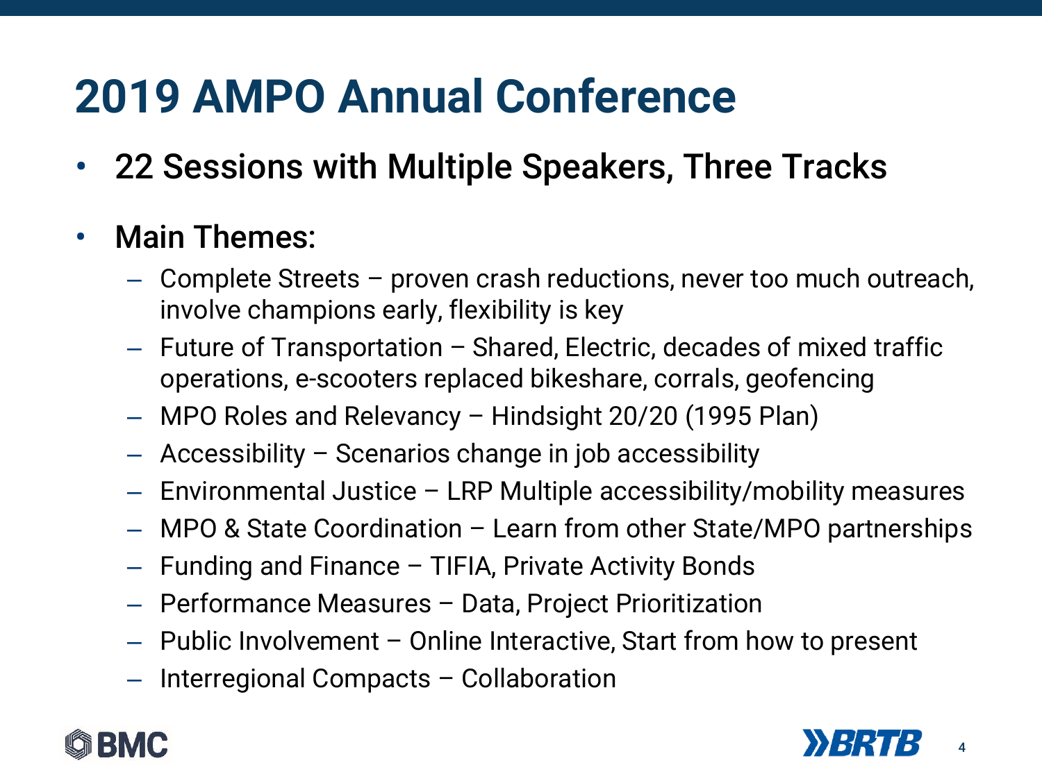# 2019 AMPO Annual Conference

- 22 Sessions with Multiple Speakers, Three Tracks
- Main Themes:
  - Complete Streets – proven crash reductions, never too much outreach, involve champions early, flexibility is key
  - Future of Transportation – Shared, Electric, decades of mixed traffic operations, e-scooters replaced bikeshare, corrals, geofencing
  - MPO Roles and Relevancy – Hindsight 20/20 (1995 Plan)
  - Accessibility – Scenarios change in job accessibility
  - Environmental Justice – LRP Multiple accessibility/mobility measures
  - MPO & State Coordination – Learn from other State/MPO partnerships
  - Funding and Finance – TIFIA, Private Activity Bonds
  - Performance Measures – Data, Project Prioritization
  - Public Involvement – Online Interactive, Start from how to present
  - Interregional Compacts – Collaboration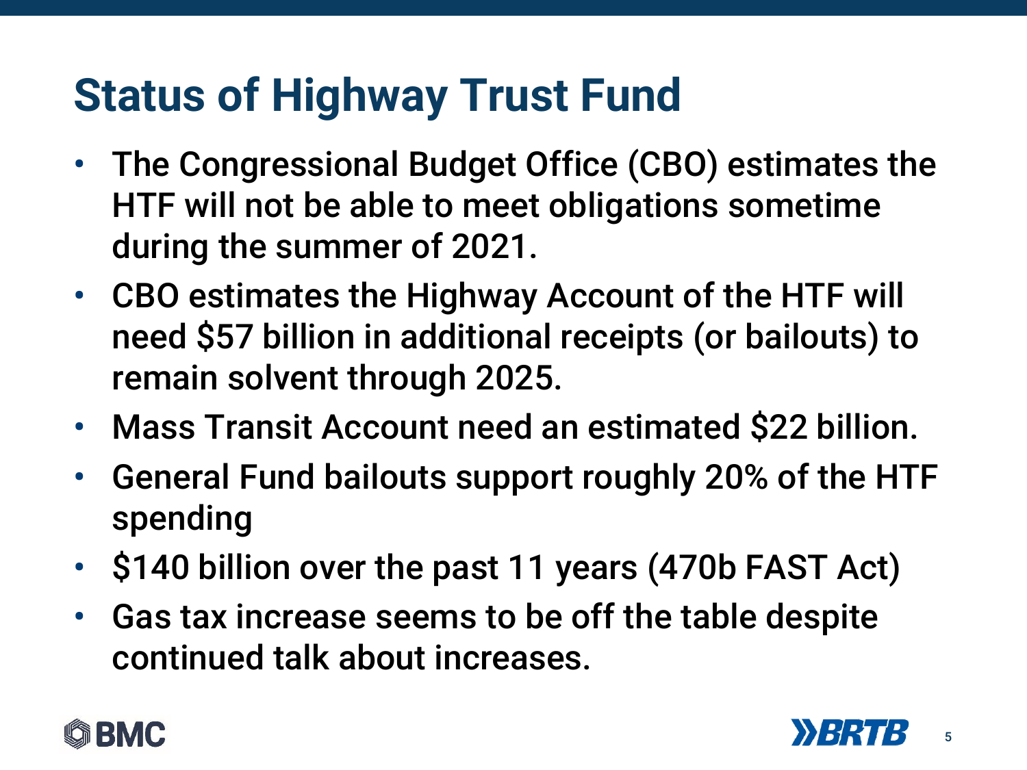# Status of Highway Trust Fund

- The Congressional Budget Office (CBO) estimates the HTF will not be able to meet obligations sometime during the summer of 2021.
- CBO estimates the Highway Account of the HTF will need $57 billion in additional receipts (or bailouts) to remain solvent through 2025.
- Mass Transit Account need an estimated $22 billion.
- General Fund bailouts support roughly 20% of the HTF spending
- $140 billion over the past 11 years (470b FAST Act)
- Gas tax increase seems to be off the table despite continued talk about increases.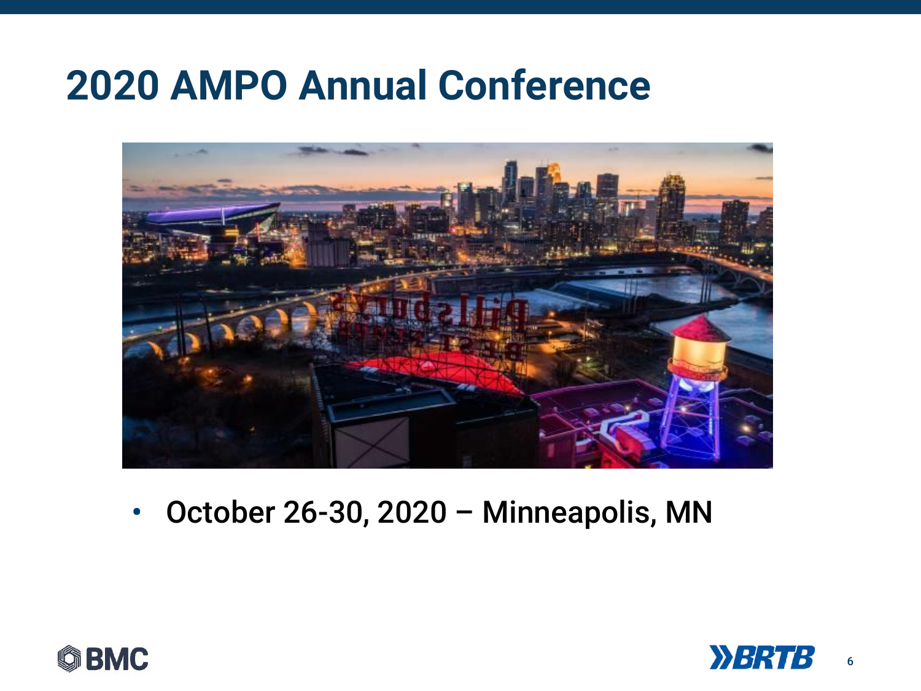# 2020 AMPO Annual Conference

- October 26-30, 2020 – Minneapolis, MN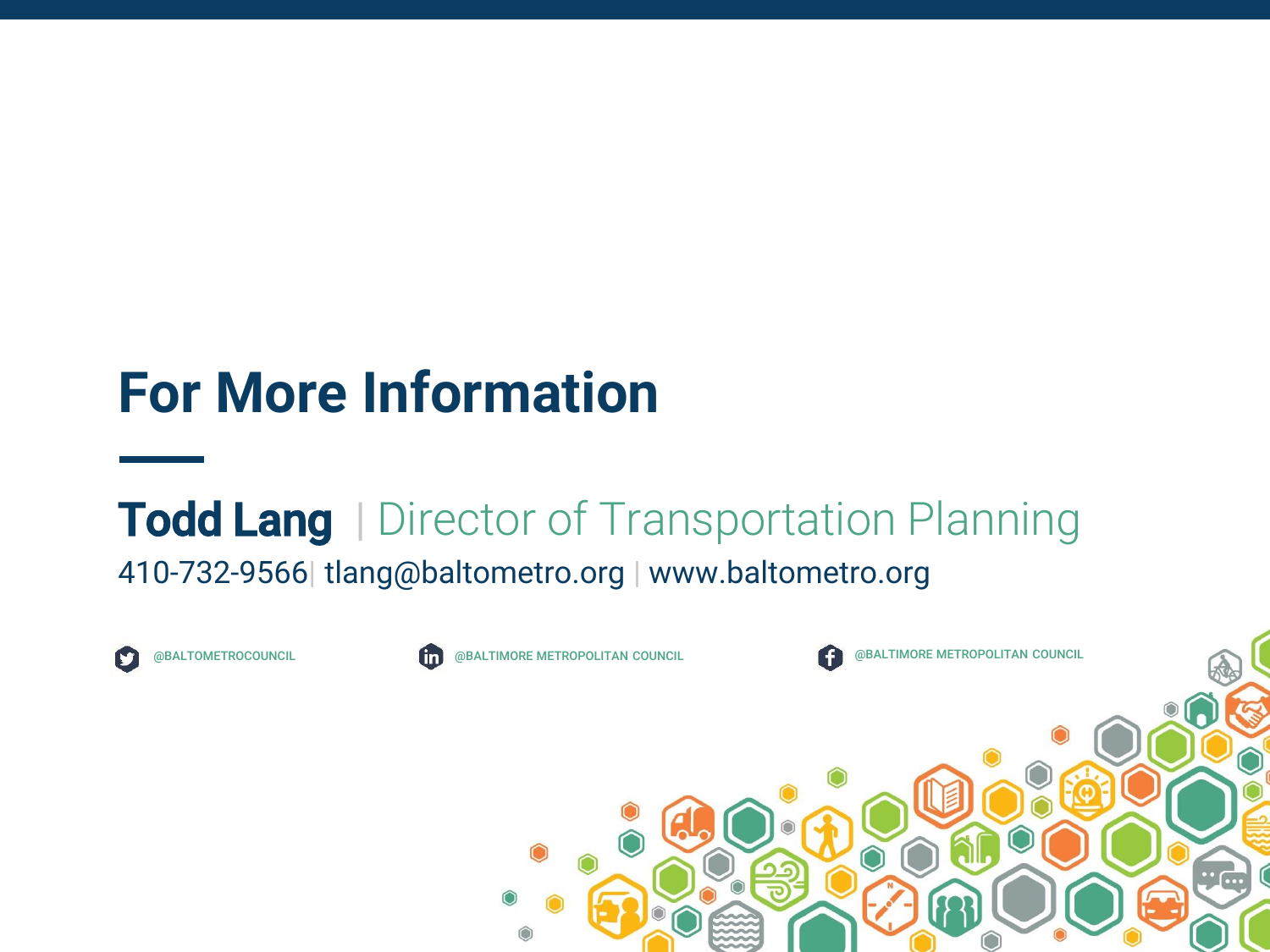# For More Information

**Todd Lang** | Director of Transportation Planning

410-732-9566| tlang@baltometro.org | www.baltometro.org

@BALTOMETROCOUNCIL

@BALTIMORE METROPOLITAN COUNCIL

@BALTIMORE METROPOLITAN COUNCIL